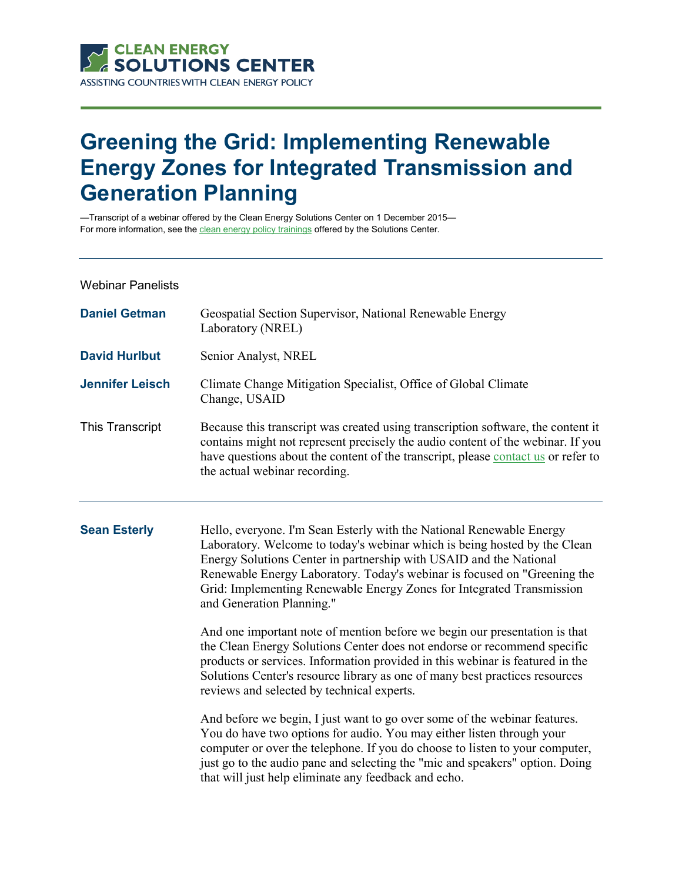CLEAN ENERGY SOLUTIONS CENTER
ASSISTING COUNTRIES WITH CLEAN ENERGY POLICY

# Greening the Grid: Implementing Renewable Energy Zones for Integrated Transmission and Generation Planning

—Transcript of a webinar offered by the Clean Energy Solutions Center on 1 December 2015—
For more information, see the clean energy policy trainings offered by the Solutions Center.

---

Webinar Panelists

**Daniel Getman** Geospatial Section Supervisor, National Renewable Energy Laboratory (NREL)

**David Hurlbut** Senior Analyst, NREL

**Jennifer Leisch** Climate Change Mitigation Specialist, Office of Global Climate Change, USAID

This Transcript Because this transcript was created using transcription software, the content it contains might not represent precisely the audio content of the webinar. If you have questions about the content of the transcript, please contact us or refer to the actual webinar recording.

---

**Sean Esterly** Hello, everyone. I'm Sean Esterly with the National Renewable Energy Laboratory. Welcome to today's webinar which is being hosted by the Clean Energy Solutions Center in partnership with USAID and the National Renewable Energy Laboratory. Today's webinar is focused on "Greening the Grid: Implementing Renewable Energy Zones for Integrated Transmission and Generation Planning."

And one important note of mention before we begin our presentation is that the Clean Energy Solutions Center does not endorse or recommend specific products or services. Information provided in this webinar is featured in the Solutions Center's resource library as one of many best practices resources reviews and selected by technical experts.

And before we begin, I just want to go over some of the webinar features. You do have two options for audio. You may either listen through your computer or over the telephone. If you do choose to listen to your computer, just go to the audio pane and selecting the "mic and speakers" option. Doing that will just help eliminate any feedback and echo.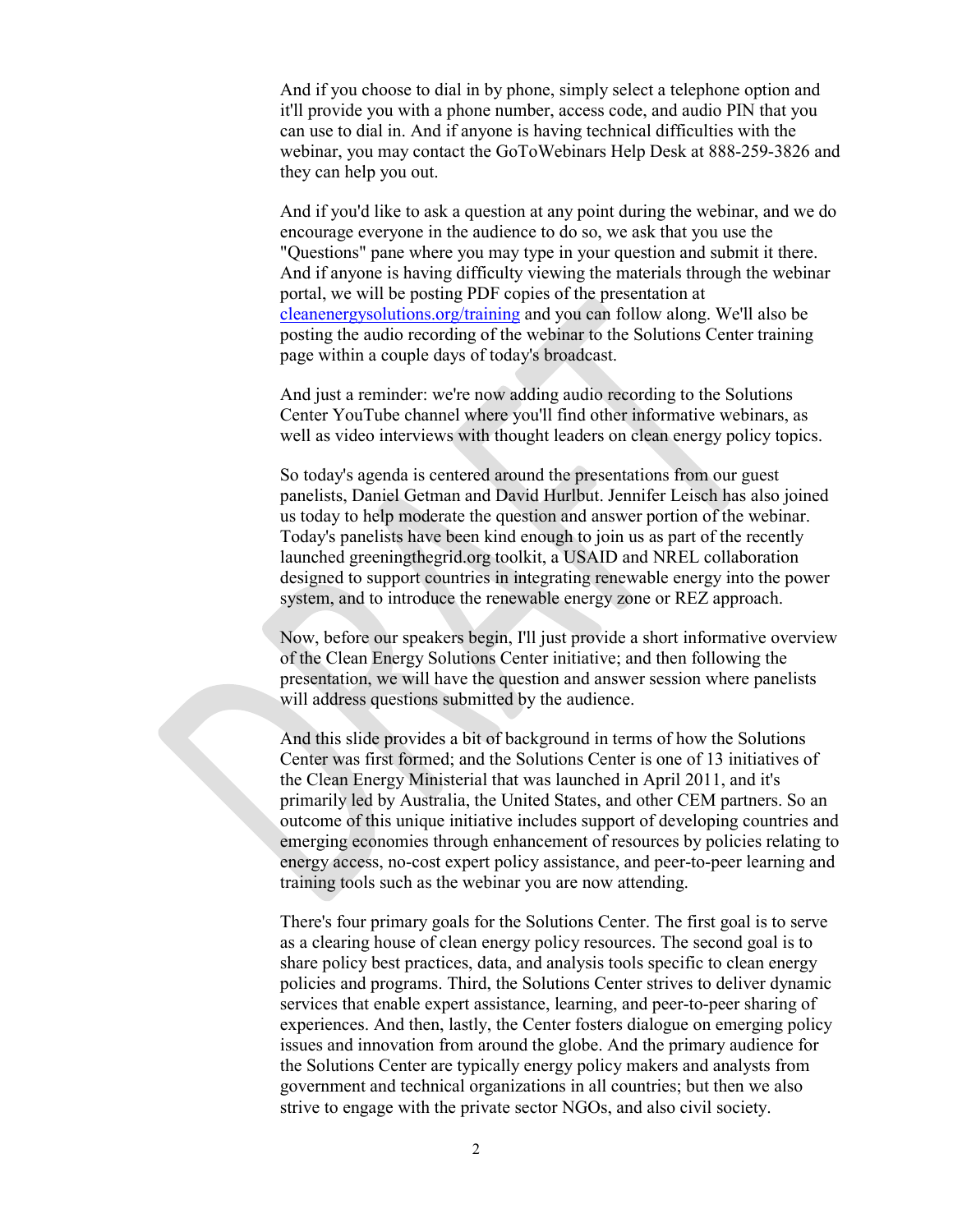And if you choose to dial in by phone, simply select a telephone option and it'll provide you with a phone number, access code, and audio PIN that you can use to dial in. And if anyone is having technical difficulties with the webinar, you may contact the GoToWebinars Help Desk at 888-259-3826 and they can help you out.

And if you'd like to ask a question at any point during the webinar, and we do encourage everyone in the audience to do so, we ask that you use the "Questions" pane where you may type in your question and submit it there. And if anyone is having difficulty viewing the materials through the webinar portal, we will be posting PDF copies of the presentation at [cleanenergysolutions.org/training](cleanenergysolutions.org/training) and you can follow along. We'll also be posting the audio recording of the webinar to the Solutions Center training page within a couple days of today's broadcast.

And just a reminder: we're now adding audio recording to the Solutions Center YouTube channel where you'll find other informative webinars, as well as video interviews with thought leaders on clean energy policy topics.

So today's agenda is centered around the presentations from our guest panelists, Daniel Getman and David Hurlbut. Jennifer Leisch has also joined us today to help moderate the question and answer portion of the webinar. Today's panelists have been kind enough to join us as part of the recently launched greeningthegrid.org toolkit, a USAID and NREL collaboration designed to support countries in integrating renewable energy into the power system, and to introduce the renewable energy zone or REZ approach.

Now, before our speakers begin, I'll just provide a short informative overview of the Clean Energy Solutions Center initiative; and then following the presentation, we will have the question and answer session where panelists will address questions submitted by the audience.

And this slide provides a bit of background in terms of how the Solutions Center was first formed; and the Solutions Center is one of 13 initiatives of the Clean Energy Ministerial that was launched in April 2011, and it's primarily led by Australia, the United States, and other CEM partners. So an outcome of this unique initiative includes support of developing countries and emerging economies through enhancement of resources by policies relating to energy access, no-cost expert policy assistance, and peer-to-peer learning and training tools such as the webinar you are now attending.

There's four primary goals for the Solutions Center. The first goal is to serve as a clearing house of clean energy policy resources. The second goal is to share policy best practices, data, and analysis tools specific to clean energy policies and programs. Third, the Solutions Center strives to deliver dynamic services that enable expert assistance, learning, and peer-to-peer sharing of experiences. And then, lastly, the Center fosters dialogue on emerging policy issues and innovation from around the globe. And the primary audience for the Solutions Center are typically energy policy makers and analysts from government and technical organizations in all countries; but then we also strive to engage with the private sector NGOs, and also civil society.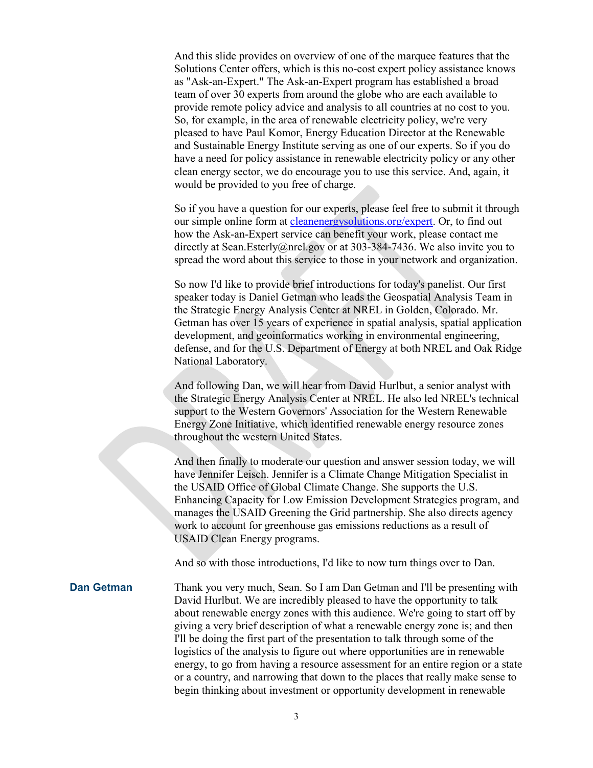And this slide provides on overview of one of the marquee features that the Solutions Center offers, which is this no-cost expert policy assistance knows as "Ask-an-Expert." The Ask-an-Expert program has established a broad team of over 30 experts from around the globe who are each available to provide remote policy advice and analysis to all countries at no cost to you. So, for example, in the area of renewable electricity policy, we're very pleased to have Paul Komor, Energy Education Director at the Renewable and Sustainable Energy Institute serving as one of our experts. So if you do have a need for policy assistance in renewable electricity policy or any other clean energy sector, we do encourage you to use this service. And, again, it would be provided to you free of charge.

So if you have a question for our experts, please feel free to submit it through our simple online form at [cleanenergysolutions.org/expert](cleanenergysolutions.org/expert). Or, to find out how the Ask-an-Expert service can benefit your work, please contact me directly at Sean.Esterly@nrel.gov or at 303-384-7436. We also invite you to spread the word about this service to those in your network and organization.

So now I'd like to provide brief introductions for today's panelist. Our first speaker today is Daniel Getman who leads the Geospatial Analysis Team in the Strategic Energy Analysis Center at NREL in Golden, Colorado. Mr. Getman has over 15 years of experience in spatial analysis, spatial application development, and geoinformatics working in environmental engineering, defense, and for the U.S. Department of Energy at both NREL and Oak Ridge National Laboratory.

And following Dan, we will hear from David Hurlbut, a senior analyst with the Strategic Energy Analysis Center at NREL. He also led NREL's technical support to the Western Governors' Association for the Western Renewable Energy Zone Initiative, which identified renewable energy resource zones throughout the western United States.

And then finally to moderate our question and answer session today, we will have Jennifer Leisch. Jennifer is a Climate Change Mitigation Specialist in the USAID Office of Global Climate Change. She supports the U.S. Enhancing Capacity for Low Emission Development Strategies program, and manages the USAID Greening the Grid partnership. She also directs agency work to account for greenhouse gas emissions reductions as a result of USAID Clean Energy programs.

And so with those introductions, I'd like to now turn things over to Dan.

**Dan Getman**

Thank you very much, Sean. So I am Dan Getman and I'll be presenting with David Hurlbut. We are incredibly pleased to have the opportunity to talk about renewable energy zones with this audience. We're going to start off by giving a very brief description of what a renewable energy zone is; and then I'll be doing the first part of the presentation to talk through some of the logistics of the analysis to figure out where opportunities are in renewable energy, to go from having a resource assessment for an entire region or a state or a country, and narrowing that down to the places that really make sense to begin thinking about investment or opportunity development in renewable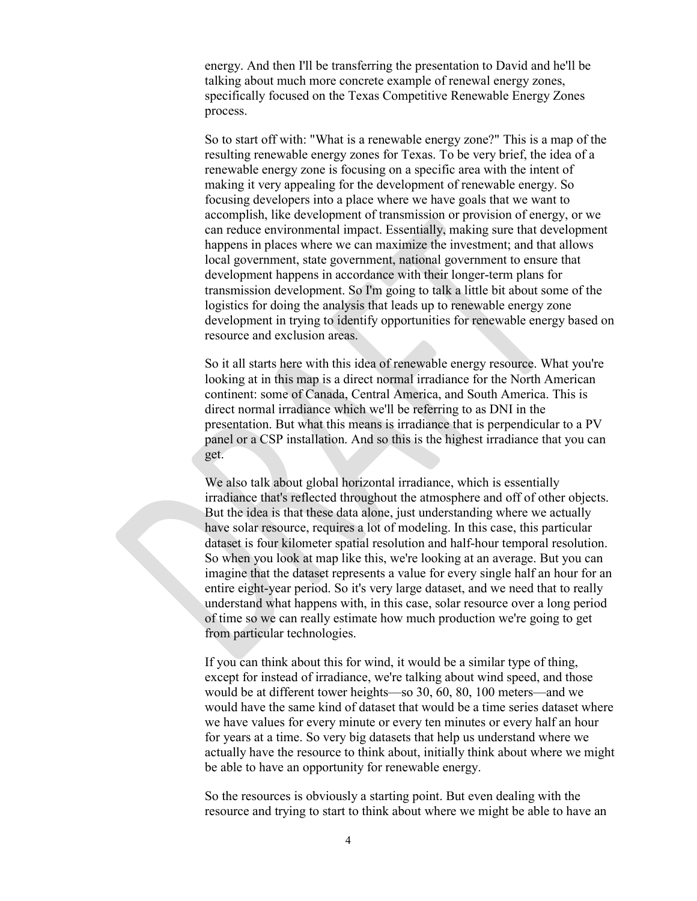energy. And then I'll be transferring the presentation to David and he'll be talking about much more concrete example of renewal energy zones, specifically focused on the Texas Competitive Renewable Energy Zones process.

So to start off with: "What is a renewable energy zone?" This is a map of the resulting renewable energy zones for Texas. To be very brief, the idea of a renewable energy zone is focusing on a specific area with the intent of making it very appealing for the development of renewable energy. So focusing developers into a place where we have goals that we want to accomplish, like development of transmission or provision of energy, or we can reduce environmental impact. Essentially, making sure that development happens in places where we can maximize the investment; and that allows local government, state government, national government to ensure that development happens in accordance with their longer-term plans for transmission development. So I'm going to talk a little bit about some of the logistics for doing the analysis that leads up to renewable energy zone development in trying to identify opportunities for renewable energy based on resource and exclusion areas.

So it all starts here with this idea of renewable energy resource. What you're looking at in this map is a direct normal irradiance for the North American continent: some of Canada, Central America, and South America. This is direct normal irradiance which we'll be referring to as DNI in the presentation. But what this means is irradiance that is perpendicular to a PV panel or a CSP installation. And so this is the highest irradiance that you can get.

We also talk about global horizontal irradiance, which is essentially irradiance that's reflected throughout the atmosphere and off of other objects. But the idea is that these data alone, just understanding where we actually have solar resource, requires a lot of modeling. In this case, this particular dataset is four kilometer spatial resolution and half-hour temporal resolution. So when you look at map like this, we're looking at an average. But you can imagine that the dataset represents a value for every single half an hour for an entire eight-year period. So it's very large dataset, and we need that to really understand what happens with, in this case, solar resource over a long period of time so we can really estimate how much production we're going to get from particular technologies.

If you can think about this for wind, it would be a similar type of thing, except for instead of irradiance, we're talking about wind speed, and those would be at different tower heights—so 30, 60, 80, 100 meters—and we would have the same kind of dataset that would be a time series dataset where we have values for every minute or every ten minutes or every half an hour for years at a time. So very big datasets that help us understand where we actually have the resource to think about, initially think about where we might be able to have an opportunity for renewable energy.

So the resources is obviously a starting point. But even dealing with the resource and trying to start to think about where we might be able to have an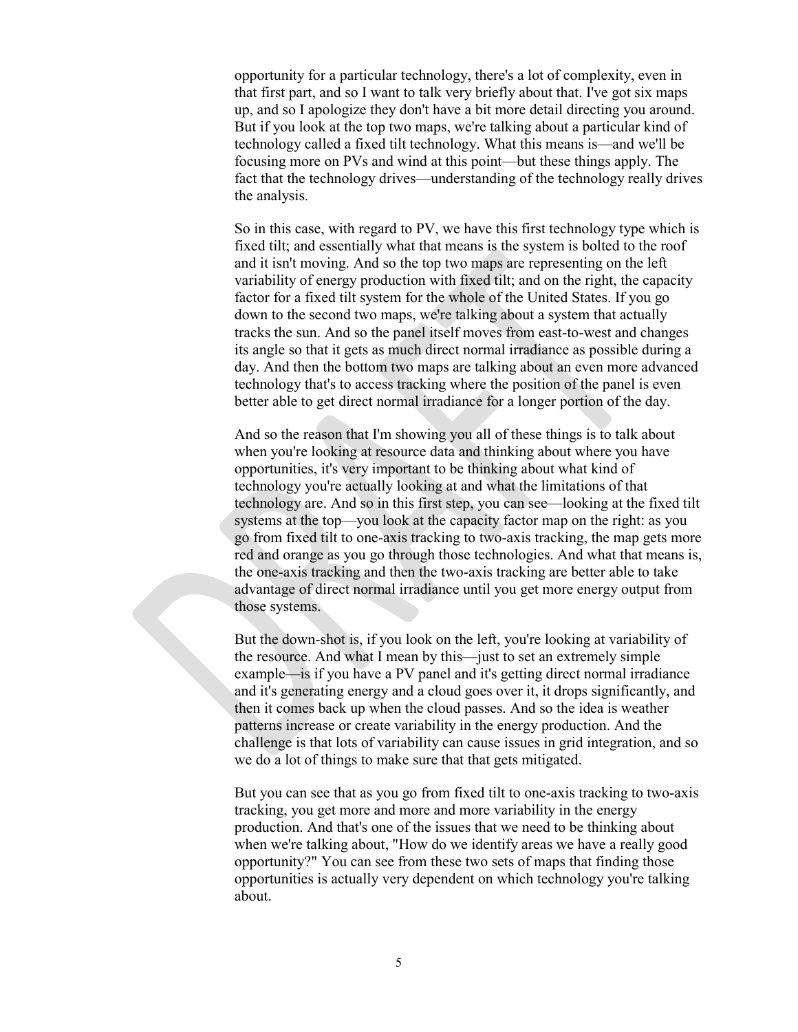opportunity for a particular technology, there's a lot of complexity, even in that first part, and so I want to talk very briefly about that. I've got six maps up, and so I apologize they don't have a bit more detail directing you around. But if you look at the top two maps, we're talking about a particular kind of technology called a fixed tilt technology. What this means is—and we'll be focusing more on PVs and wind at this point—but these things apply. The fact that the technology drives—understanding of the technology really drives the analysis.

So in this case, with regard to PV, we have this first technology type which is fixed tilt; and essentially what that means is the system is bolted to the roof and it isn't moving. And so the top two maps are representing on the left variability of energy production with fixed tilt; and on the right, the capacity factor for a fixed tilt system for the whole of the United States. If you go down to the second two maps, we're talking about a system that actually tracks the sun. And so the panel itself moves from east-to-west and changes its angle so that it gets as much direct normal irradiance as possible during a day. And then the bottom two maps are talking about an even more advanced technology that's to access tracking where the position of the panel is even better able to get direct normal irradiance for a longer portion of the day.

And so the reason that I'm showing you all of these things is to talk about when you're looking at resource data and thinking about where you have opportunities, it's very important to be thinking about what kind of technology you're actually looking at and what the limitations of that technology are. And so in this first step, you can see—looking at the fixed tilt systems at the top—you look at the capacity factor map on the right: as you go from fixed tilt to one-axis tracking to two-axis tracking, the map gets more red and orange as you go through those technologies. And what that means is, the one-axis tracking and then the two-axis tracking are better able to take advantage of direct normal irradiance until you get more energy output from those systems.

But the down-shot is, if you look on the left, you're looking at variability of the resource. And what I mean by this—just to set an extremely simple example—is if you have a PV panel and it's getting direct normal irradiance and it's generating energy and a cloud goes over it, it drops significantly, and then it comes back up when the cloud passes. And so the idea is weather patterns increase or create variability in the energy production. And the challenge is that lots of variability can cause issues in grid integration, and so we do a lot of things to make sure that that gets mitigated.

But you can see that as you go from fixed tilt to one-axis tracking to two-axis tracking, you get more and more and more variability in the energy production. And that's one of the issues that we need to be thinking about when we're talking about, "How do we identify areas we have a really good opportunity?" You can see from these two sets of maps that finding those opportunities is actually very dependent on which technology you're talking about.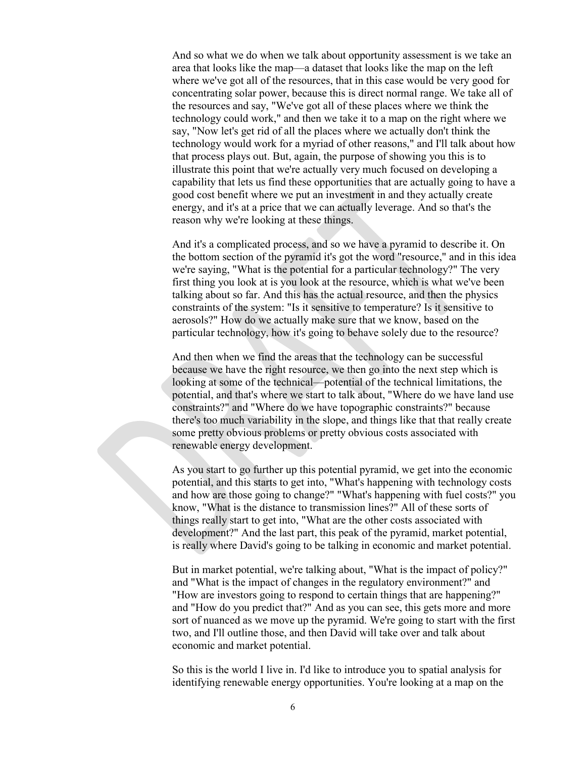And so what we do when we talk about opportunity assessment is we take an area that looks like the map—a dataset that looks like the map on the left where we've got all of the resources, that in this case would be very good for concentrating solar power, because this is direct normal range. We take all of the resources and say, "We've got all of these places where we think the technology could work," and then we take it to a map on the right where we say, "Now let's get rid of all the places where we actually don't think the technology would work for a myriad of other reasons," and I'll talk about how that process plays out. But, again, the purpose of showing you this is to illustrate this point that we're actually very much focused on developing a capability that lets us find these opportunities that are actually going to have a good cost benefit where we put an investment in and they actually create energy, and it's at a price that we can actually leverage. And so that's the reason why we're looking at these things.

And it's a complicated process, and so we have a pyramid to describe it. On the bottom section of the pyramid it's got the word "resource," and in this idea we're saying, "What is the potential for a particular technology?" The very first thing you look at is you look at the resource, which is what we've been talking about so far. And this has the actual resource, and then the physics constraints of the system: "Is it sensitive to temperature? Is it sensitive to aerosols?" How do we actually make sure that we know, based on the particular technology, how it's going to behave solely due to the resource?

And then when we find the areas that the technology can be successful because we have the right resource, we then go into the next step which is looking at some of the technical—potential of the technical limitations, the potential, and that's where we start to talk about, "Where do we have land use constraints?" and "Where do we have topographic constraints?" because there's too much variability in the slope, and things like that that really create some pretty obvious problems or pretty obvious costs associated with renewable energy development.

As you start to go further up this potential pyramid, we get into the economic potential, and this starts to get into, "What's happening with technology costs and how are those going to change?" "What's happening with fuel costs?" you know, "What is the distance to transmission lines?" All of these sorts of things really start to get into, "What are the other costs associated with development?" And the last part, this peak of the pyramid, market potential, is really where David's going to be talking in economic and market potential.

But in market potential, we're talking about, "What is the impact of policy?" and "What is the impact of changes in the regulatory environment?" and "How are investors going to respond to certain things that are happening?" and "How do you predict that?" And as you can see, this gets more and more sort of nuanced as we move up the pyramid. We're going to start with the first two, and I'll outline those, and then David will take over and talk about economic and market potential.

So this is the world I live in. I'd like to introduce you to spatial analysis for identifying renewable energy opportunities. You're looking at a map on the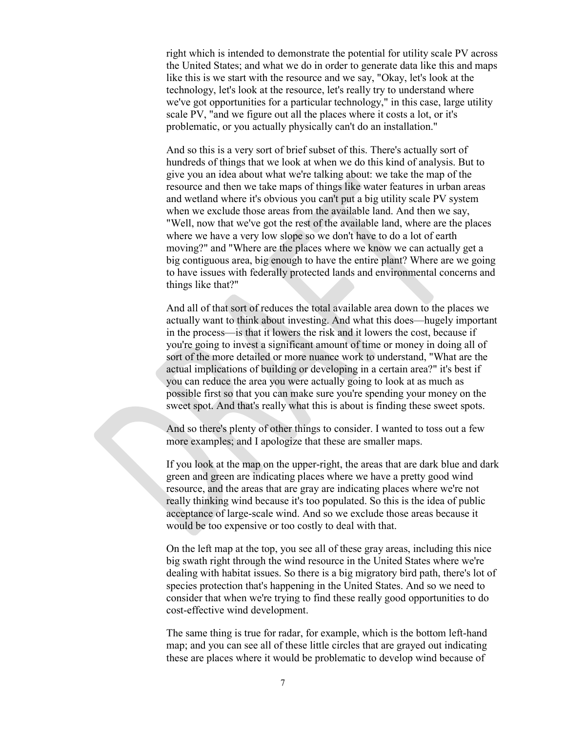right which is intended to demonstrate the potential for utility scale PV across the United States; and what we do in order to generate data like this and maps like this is we start with the resource and we say, "Okay, let's look at the technology, let's look at the resource, let's really try to understand where we've got opportunities for a particular technology," in this case, large utility scale PV, "and we figure out all the places where it costs a lot, or it's problematic, or you actually physically can't do an installation."

And so this is a very sort of brief subset of this. There's actually sort of hundreds of things that we look at when we do this kind of analysis. But to give you an idea about what we're talking about: we take the map of the resource and then we take maps of things like water features in urban areas and wetland where it's obvious you can't put a big utility scale PV system when we exclude those areas from the available land. And then we say, "Well, now that we've got the rest of the available land, where are the places where we have a very low slope so we don't have to do a lot of earth moving?" and "Where are the places where we know we can actually get a big contiguous area, big enough to have the entire plant? Where are we going to have issues with federally protected lands and environmental concerns and things like that?"

And all of that sort of reduces the total available area down to the places we actually want to think about investing. And what this does—hugely important in the process—is that it lowers the risk and it lowers the cost, because if you're going to invest a significant amount of time or money in doing all of sort of the more detailed or more nuance work to understand, "What are the actual implications of building or developing in a certain area?" it's best if you can reduce the area you were actually going to look at as much as possible first so that you can make sure you're spending your money on the sweet spot. And that's really what this is about is finding these sweet spots.

And so there's plenty of other things to consider. I wanted to toss out a few more examples; and I apologize that these are smaller maps.

If you look at the map on the upper-right, the areas that are dark blue and dark green and green are indicating places where we have a pretty good wind resource, and the areas that are gray are indicating places where we're not really thinking wind because it's too populated. So this is the idea of public acceptance of large-scale wind. And so we exclude those areas because it would be too expensive or too costly to deal with that.

On the left map at the top, you see all of these gray areas, including this nice big swath right through the wind resource in the United States where we're dealing with habitat issues. So there is a big migratory bird path, there's lot of species protection that's happening in the United States. And so we need to consider that when we're trying to find these really good opportunities to do cost-effective wind development.

The same thing is true for radar, for example, which is the bottom left-hand map; and you can see all of these little circles that are grayed out indicating these are places where it would be problematic to develop wind because of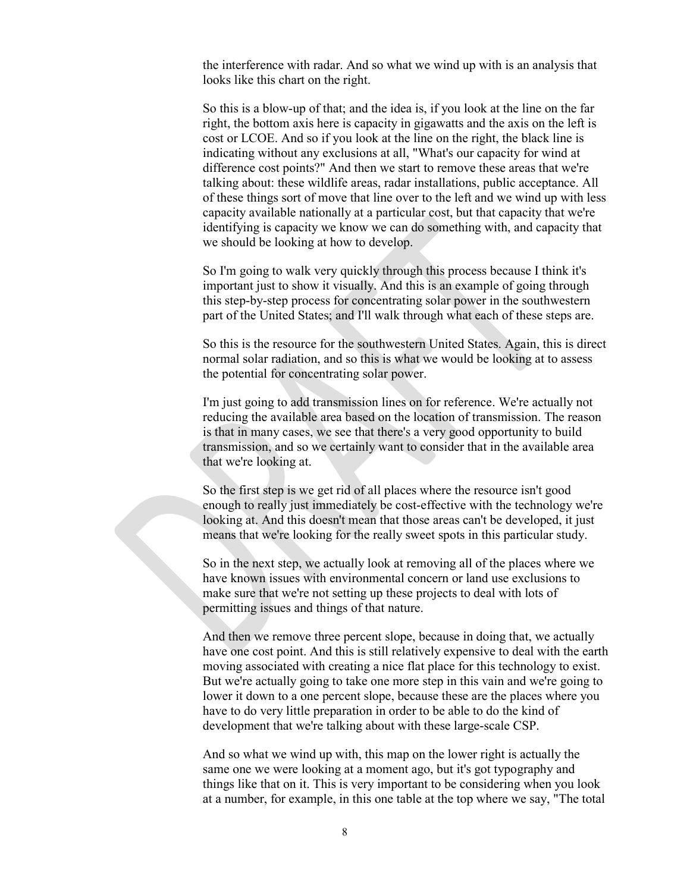the interference with radar. And so what we wind up with is an analysis that looks like this chart on the right.

So this is a blow-up of that; and the idea is, if you look at the line on the far right, the bottom axis here is capacity in gigawatts and the axis on the left is cost or LCOE. And so if you look at the line on the right, the black line is indicating without any exclusions at all, "What's our capacity for wind at difference cost points?" And then we start to remove these areas that we're talking about: these wildlife areas, radar installations, public acceptance. All of these things sort of move that line over to the left and we wind up with less capacity available nationally at a particular cost, but that capacity that we're identifying is capacity we know we can do something with, and capacity that we should be looking at how to develop.

So I'm going to walk very quickly through this process because I think it's important just to show it visually. And this is an example of going through this step-by-step process for concentrating solar power in the southwestern part of the United States; and I'll walk through what each of these steps are.

So this is the resource for the southwestern United States. Again, this is direct normal solar radiation, and so this is what we would be looking at to assess the potential for concentrating solar power.

I'm just going to add transmission lines on for reference. We're actually not reducing the available area based on the location of transmission. The reason is that in many cases, we see that there's a very good opportunity to build transmission, and so we certainly want to consider that in the available area that we're looking at.

So the first step is we get rid of all places where the resource isn't good enough to really just immediately be cost-effective with the technology we're looking at. And this doesn't mean that those areas can't be developed, it just means that we're looking for the really sweet spots in this particular study.

So in the next step, we actually look at removing all of the places where we have known issues with environmental concern or land use exclusions to make sure that we're not setting up these projects to deal with lots of permitting issues and things of that nature.

And then we remove three percent slope, because in doing that, we actually have one cost point. And this is still relatively expensive to deal with the earth moving associated with creating a nice flat place for this technology to exist. But we're actually going to take one more step in this vain and we're going to lower it down to a one percent slope, because these are the places where you have to do very little preparation in order to be able to do the kind of development that we're talking about with these large-scale CSP.

And so what we wind up with, this map on the lower right is actually the same one we were looking at a moment ago, but it's got typography and things like that on it. This is very important to be considering when you look at a number, for example, in this one table at the top where we say, "The total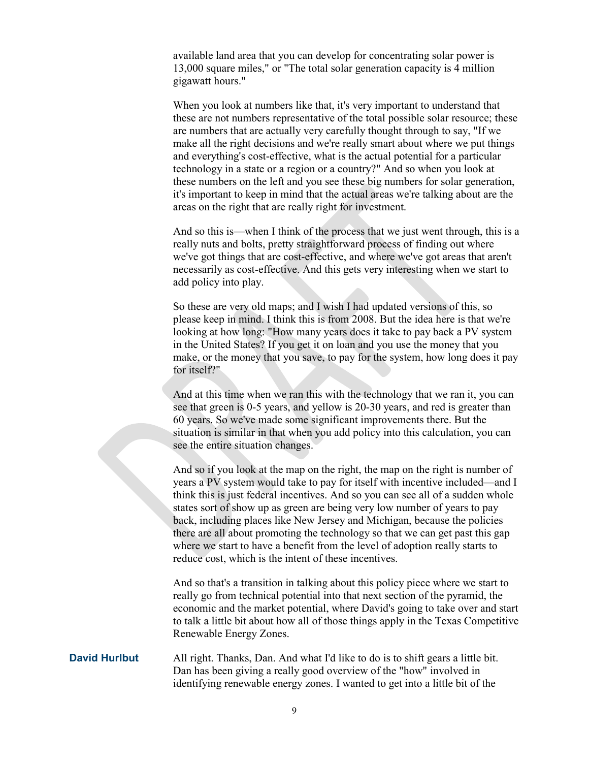available land area that you can develop for concentrating solar power is 13,000 square miles," or "The total solar generation capacity is 4 million gigawatt hours."

When you look at numbers like that, it's very important to understand that these are not numbers representative of the total possible solar resource; these are numbers that are actually very carefully thought through to say, "If we make all the right decisions and we're really smart about where we put things and everything's cost-effective, what is the actual potential for a particular technology in a state or a region or a country?" And so when you look at these numbers on the left and you see these big numbers for solar generation, it's important to keep in mind that the actual areas we're talking about are the areas on the right that are really right for investment.

And so this is—when I think of the process that we just went through, this is a really nuts and bolts, pretty straightforward process of finding out where we've got things that are cost-effective, and where we've got areas that aren't necessarily as cost-effective. And this gets very interesting when we start to add policy into play.

So these are very old maps; and I wish I had updated versions of this, so please keep in mind. I think this is from 2008. But the idea here is that we're looking at how long: "How many years does it take to pay back a PV system in the United States? If you get it on loan and you use the money that you make, or the money that you save, to pay for the system, how long does it pay for itself?"

And at this time when we ran this with the technology that we ran it, you can see that green is 0-5 years, and yellow is 20-30 years, and red is greater than 60 years. So we've made some significant improvements there. But the situation is similar in that when you add policy into this calculation, you can see the entire situation changes.

And so if you look at the map on the right, the map on the right is number of years a PV system would take to pay for itself with incentive included—and I think this is just federal incentives. And so you can see all of a sudden whole states sort of show up as green are being very low number of years to pay back, including places like New Jersey and Michigan, because the policies there are all about promoting the technology so that we can get past this gap where we start to have a benefit from the level of adoption really starts to reduce cost, which is the intent of these incentives.

And so that's a transition in talking about this policy piece where we start to really go from technical potential into that next section of the pyramid, the economic and the market potential, where David's going to take over and start to talk a little bit about how all of those things apply in the Texas Competitive Renewable Energy Zones.

**David Hurlbut** All right. Thanks, Dan. And what I'd like to do is to shift gears a little bit. Dan has been giving a really good overview of the "how" involved in identifying renewable energy zones. I wanted to get into a little bit of the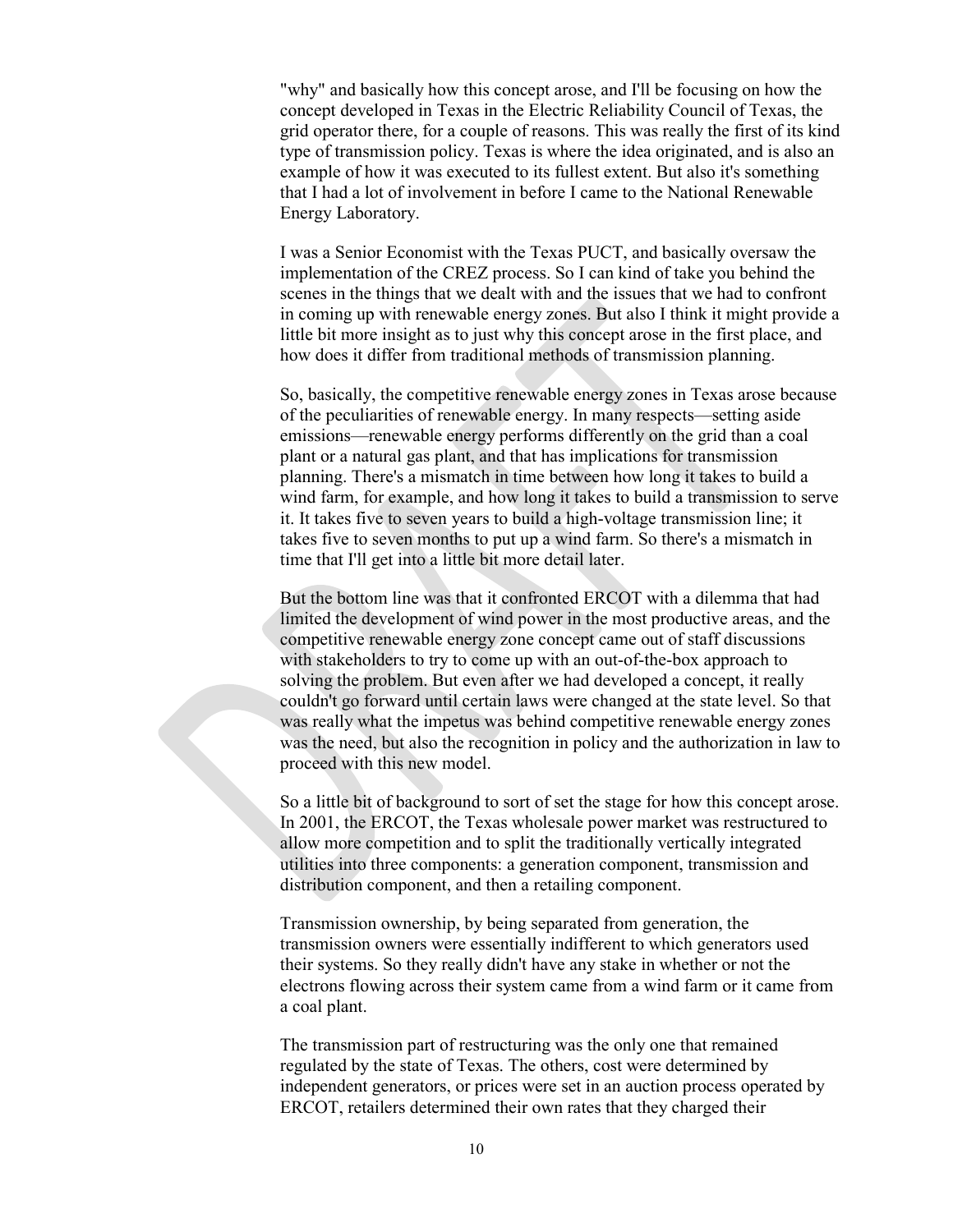"why" and basically how this concept arose, and I'll be focusing on how the concept developed in Texas in the Electric Reliability Council of Texas, the grid operator there, for a couple of reasons. This was really the first of its kind type of transmission policy. Texas is where the idea originated, and is also an example of how it was executed to its fullest extent. But also it's something that I had a lot of involvement in before I came to the National Renewable Energy Laboratory.

I was a Senior Economist with the Texas PUCT, and basically oversaw the implementation of the CREZ process. So I can kind of take you behind the scenes in the things that we dealt with and the issues that we had to confront in coming up with renewable energy zones. But also I think it might provide a little bit more insight as to just why this concept arose in the first place, and how does it differ from traditional methods of transmission planning.

So, basically, the competitive renewable energy zones in Texas arose because of the peculiarities of renewable energy. In many respects—setting aside emissions—renewable energy performs differently on the grid than a coal plant or a natural gas plant, and that has implications for transmission planning. There's a mismatch in time between how long it takes to build a wind farm, for example, and how long it takes to build a transmission to serve it. It takes five to seven years to build a high-voltage transmission line; it takes five to seven months to put up a wind farm. So there's a mismatch in time that I'll get into a little bit more detail later.

But the bottom line was that it confronted ERCOT with a dilemma that had limited the development of wind power in the most productive areas, and the competitive renewable energy zone concept came out of staff discussions with stakeholders to try to come up with an out-of-the-box approach to solving the problem. But even after we had developed a concept, it really couldn't go forward until certain laws were changed at the state level. So that was really what the impetus was behind competitive renewable energy zones was the need, but also the recognition in policy and the authorization in law to proceed with this new model.

So a little bit of background to sort of set the stage for how this concept arose. In 2001, the ERCOT, the Texas wholesale power market was restructured to allow more competition and to split the traditionally vertically integrated utilities into three components: a generation component, transmission and distribution component, and then a retailing component.

Transmission ownership, by being separated from generation, the transmission owners were essentially indifferent to which generators used their systems. So they really didn't have any stake in whether or not the electrons flowing across their system came from a wind farm or it came from a coal plant.

The transmission part of restructuring was the only one that remained regulated by the state of Texas. The others, cost were determined by independent generators, or prices were set in an auction process operated by ERCOT, retailers determined their own rates that they charged their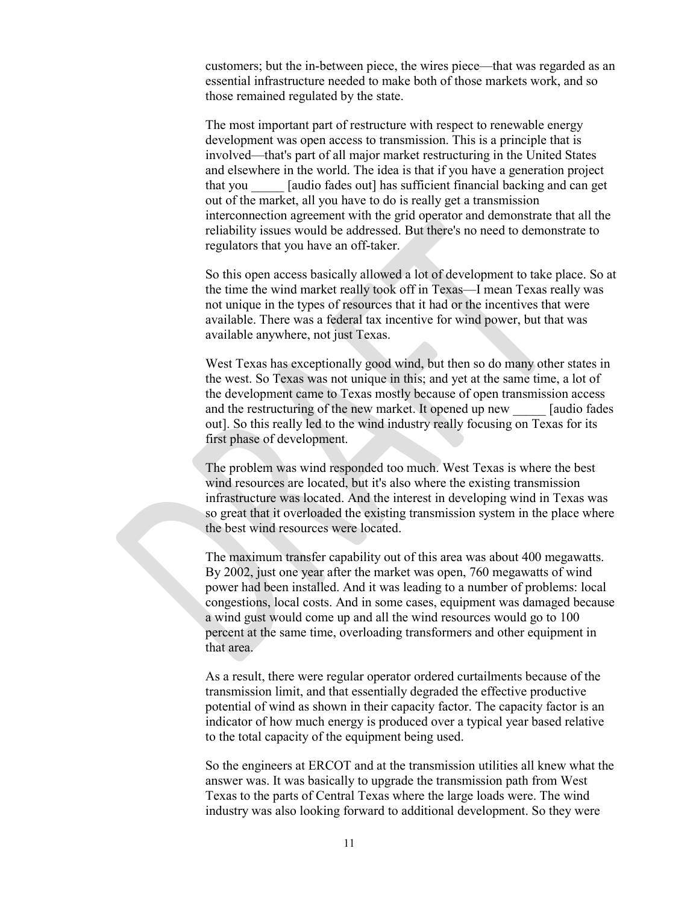customers; but the in-between piece, the wires piece—that was regarded as an essential infrastructure needed to make both of those markets work, and so those remained regulated by the state.

The most important part of restructure with respect to renewable energy development was open access to transmission. This is a principle that is involved—that's part of all major market restructuring in the United States and elsewhere in the world. The idea is that if you have a generation project that you _____ [audio fades out] has sufficient financial backing and can get out of the market, all you have to do is really get a transmission interconnection agreement with the grid operator and demonstrate that all the reliability issues would be addressed. But there's no need to demonstrate to regulators that you have an off-taker.

So this open access basically allowed a lot of development to take place. So at the time the wind market really took off in Texas—I mean Texas really was not unique in the types of resources that it had or the incentives that were available. There was a federal tax incentive for wind power, but that was available anywhere, not just Texas.

West Texas has exceptionally good wind, but then so do many other states in the west. So Texas was not unique in this; and yet at the same time, a lot of the development came to Texas mostly because of open transmission access and the restructuring of the new market. It opened up new _____ [audio fades out]. So this really led to the wind industry really focusing on Texas for its first phase of development.

The problem was wind responded too much. West Texas is where the best wind resources are located, but it's also where the existing transmission infrastructure was located. And the interest in developing wind in Texas was so great that it overloaded the existing transmission system in the place where the best wind resources were located.

The maximum transfer capability out of this area was about 400 megawatts. By 2002, just one year after the market was open, 760 megawatts of wind power had been installed. And it was leading to a number of problems: local congestions, local costs. And in some cases, equipment was damaged because a wind gust would come up and all the wind resources would go to 100 percent at the same time, overloading transformers and other equipment in that area.

As a result, there were regular operator ordered curtailments because of the transmission limit, and that essentially degraded the effective productive potential of wind as shown in their capacity factor. The capacity factor is an indicator of how much energy is produced over a typical year based relative to the total capacity of the equipment being used.

So the engineers at ERCOT and at the transmission utilities all knew what the answer was. It was basically to upgrade the transmission path from West Texas to the parts of Central Texas where the large loads were. The wind industry was also looking forward to additional development. So they were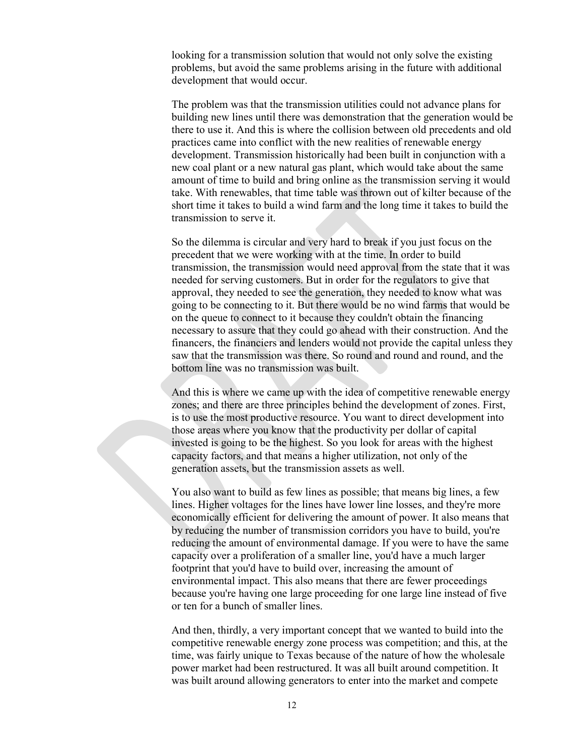looking for a transmission solution that would not only solve the existing problems, but avoid the same problems arising in the future with additional development that would occur.

The problem was that the transmission utilities could not advance plans for building new lines until there was demonstration that the generation would be there to use it. And this is where the collision between old precedents and old practices came into conflict with the new realities of renewable energy development. Transmission historically had been built in conjunction with a new coal plant or a new natural gas plant, which would take about the same amount of time to build and bring online as the transmission serving it would take. With renewables, that time table was thrown out of kilter because of the short time it takes to build a wind farm and the long time it takes to build the transmission to serve it.

So the dilemma is circular and very hard to break if you just focus on the precedent that we were working with at the time. In order to build transmission, the transmission would need approval from the state that it was needed for serving customers. But in order for the regulators to give that approval, they needed to see the generation, they needed to know what was going to be connecting to it. But there would be no wind farms that would be on the queue to connect to it because they couldn't obtain the financing necessary to assure that they could go ahead with their construction. And the financers, the financiers and lenders would not provide the capital unless they saw that the transmission was there. So round and round and round, and the bottom line was no transmission was built.

And this is where we came up with the idea of competitive renewable energy zones; and there are three principles behind the development of zones. First, is to use the most productive resource. You want to direct development into those areas where you know that the productivity per dollar of capital invested is going to be the highest. So you look for areas with the highest capacity factors, and that means a higher utilization, not only of the generation assets, but the transmission assets as well.

You also want to build as few lines as possible; that means big lines, a few lines. Higher voltages for the lines have lower line losses, and they're more economically efficient for delivering the amount of power. It also means that by reducing the number of transmission corridors you have to build, you're reducing the amount of environmental damage. If you were to have the same capacity over a proliferation of a smaller line, you'd have a much larger footprint that you'd have to build over, increasing the amount of environmental impact. This also means that there are fewer proceedings because you're having one large proceeding for one large line instead of five or ten for a bunch of smaller lines.

And then, thirdly, a very important concept that we wanted to build into the competitive renewable energy zone process was competition; and this, at the time, was fairly unique to Texas because of the nature of how the wholesale power market had been restructured. It was all built around competition. It was built around allowing generators to enter into the market and compete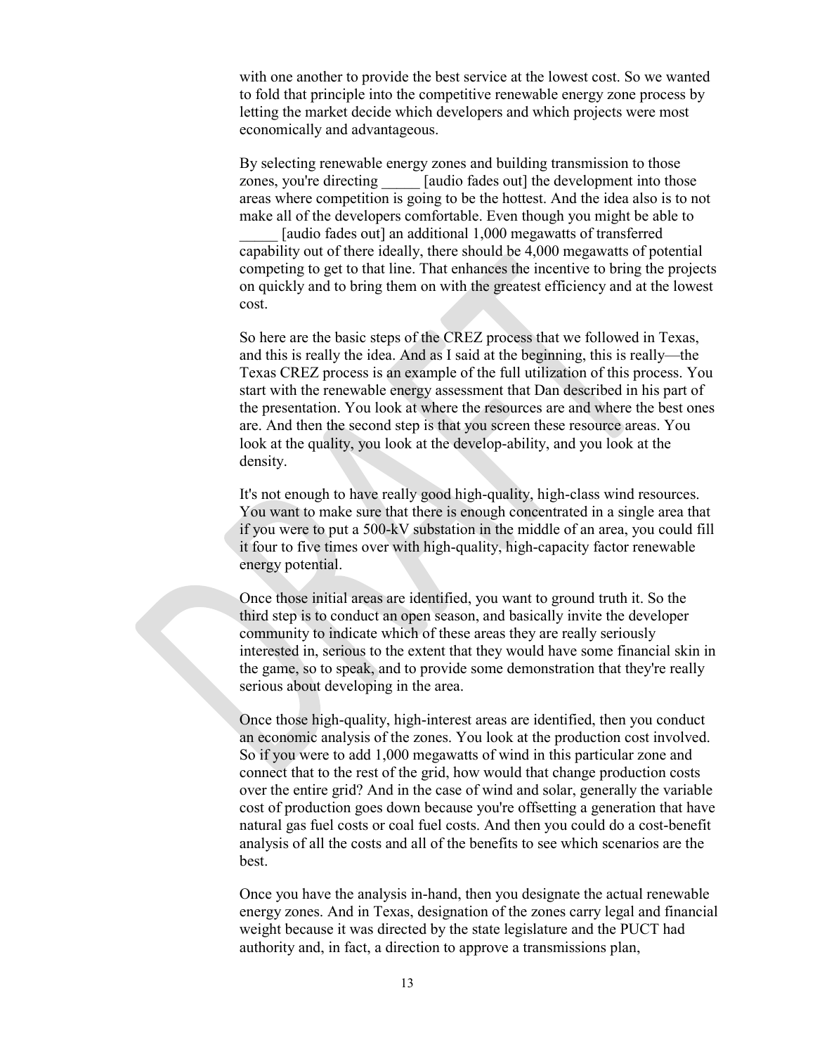with one another to provide the best service at the lowest cost. So we wanted to fold that principle into the competitive renewable energy zone process by letting the market decide which developers and which projects were most economically and advantageous.

By selecting renewable energy zones and building transmission to those zones, you're directing _____ [audio fades out] the development into those areas where competition is going to be the hottest. And the idea also is to not make all of the developers comfortable. Even though you might be able to _____ [audio fades out] an additional 1,000 megawatts of transferred capability out of there ideally, there should be 4,000 megawatts of potential competing to get to that line. That enhances the incentive to bring the projects on quickly and to bring them on with the greatest efficiency and at the lowest cost.

So here are the basic steps of the CREZ process that we followed in Texas, and this is really the idea. And as I said at the beginning, this is really—the Texas CREZ process is an example of the full utilization of this process. You start with the renewable energy assessment that Dan described in his part of the presentation. You look at where the resources are and where the best ones are. And then the second step is that you screen these resource areas. You look at the quality, you look at the develop-ability, and you look at the density.

It's not enough to have really good high-quality, high-class wind resources. You want to make sure that there is enough concentrated in a single area that if you were to put a 500-kV substation in the middle of an area, you could fill it four to five times over with high-quality, high-capacity factor renewable energy potential.

Once those initial areas are identified, you want to ground truth it. So the third step is to conduct an open season, and basically invite the developer community to indicate which of these areas they are really seriously interested in, serious to the extent that they would have some financial skin in the game, so to speak, and to provide some demonstration that they're really serious about developing in the area.

Once those high-quality, high-interest areas are identified, then you conduct an economic analysis of the zones. You look at the production cost involved. So if you were to add 1,000 megawatts of wind in this particular zone and connect that to the rest of the grid, how would that change production costs over the entire grid? And in the case of wind and solar, generally the variable cost of production goes down because you're offsetting a generation that have natural gas fuel costs or coal fuel costs. And then you could do a cost-benefit analysis of all the costs and all of the benefits to see which scenarios are the best.

Once you have the analysis in-hand, then you designate the actual renewable energy zones. And in Texas, designation of the zones carry legal and financial weight because it was directed by the state legislature and the PUCT had authority and, in fact, a direction to approve a transmissions plan,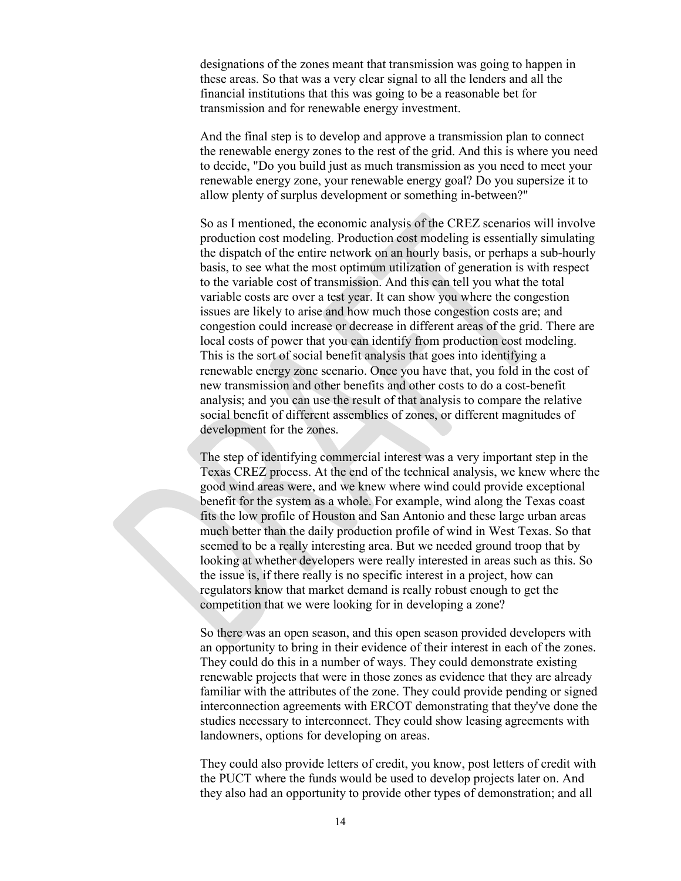designations of the zones meant that transmission was going to happen in these areas. So that was a very clear signal to all the lenders and all the financial institutions that this was going to be a reasonable bet for transmission and for renewable energy investment.

And the final step is to develop and approve a transmission plan to connect the renewable energy zones to the rest of the grid. And this is where you need to decide, "Do you build just as much transmission as you need to meet your renewable energy zone, your renewable energy goal? Do you supersize it to allow plenty of surplus development or something in-between?"

So as I mentioned, the economic analysis of the CREZ scenarios will involve production cost modeling. Production cost modeling is essentially simulating the dispatch of the entire network on an hourly basis, or perhaps a sub-hourly basis, to see what the most optimum utilization of generation is with respect to the variable cost of transmission. And this can tell you what the total variable costs are over a test year. It can show you where the congestion issues are likely to arise and how much those congestion costs are; and congestion could increase or decrease in different areas of the grid. There are local costs of power that you can identify from production cost modeling. This is the sort of social benefit analysis that goes into identifying a renewable energy zone scenario. Once you have that, you fold in the cost of new transmission and other benefits and other costs to do a cost-benefit analysis; and you can use the result of that analysis to compare the relative social benefit of different assemblies of zones, or different magnitudes of development for the zones.

The step of identifying commercial interest was a very important step in the Texas CREZ process. At the end of the technical analysis, we knew where the good wind areas were, and we knew where wind could provide exceptional benefit for the system as a whole. For example, wind along the Texas coast fits the low profile of Houston and San Antonio and these large urban areas much better than the daily production profile of wind in West Texas. So that seemed to be a really interesting area. But we needed ground troop that by looking at whether developers were really interested in areas such as this. So the issue is, if there really is no specific interest in a project, how can regulators know that market demand is really robust enough to get the competition that we were looking for in developing a zone?

So there was an open season, and this open season provided developers with an opportunity to bring in their evidence of their interest in each of the zones. They could do this in a number of ways. They could demonstrate existing renewable projects that were in those zones as evidence that they are already familiar with the attributes of the zone. They could provide pending or signed interconnection agreements with ERCOT demonstrating that they've done the studies necessary to interconnect. They could show leasing agreements with landowners, options for developing on areas.

They could also provide letters of credit, you know, post letters of credit with the PUCT where the funds would be used to develop projects later on. And they also had an opportunity to provide other types of demonstration; and all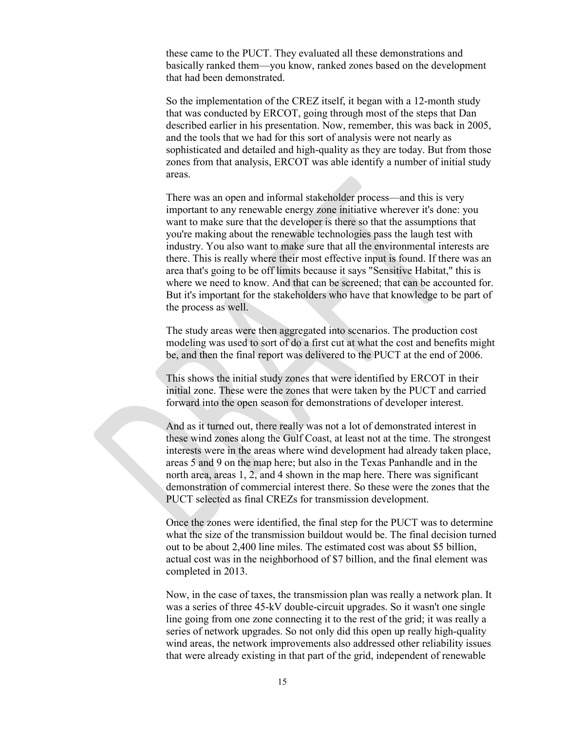these came to the PUCT. They evaluated all these demonstrations and basically ranked them—you know, ranked zones based on the development that had been demonstrated.

So the implementation of the CREZ itself, it began with a 12-month study that was conducted by ERCOT, going through most of the steps that Dan described earlier in his presentation. Now, remember, this was back in 2005, and the tools that we had for this sort of analysis were not nearly as sophisticated and detailed and high-quality as they are today. But from those zones from that analysis, ERCOT was able identify a number of initial study areas.

There was an open and informal stakeholder process—and this is very important to any renewable energy zone initiative wherever it's done: you want to make sure that the developer is there so that the assumptions that you're making about the renewable technologies pass the laugh test with industry. You also want to make sure that all the environmental interests are there. This is really where their most effective input is found. If there was an area that's going to be off limits because it says "Sensitive Habitat," this is where we need to know. And that can be screened; that can be accounted for. But it's important for the stakeholders who have that knowledge to be part of the process as well.

The study areas were then aggregated into scenarios. The production cost modeling was used to sort of do a first cut at what the cost and benefits might be, and then the final report was delivered to the PUCT at the end of 2006.

This shows the initial study zones that were identified by ERCOT in their initial zone. These were the zones that were taken by the PUCT and carried forward into the open season for demonstrations of developer interest.

And as it turned out, there really was not a lot of demonstrated interest in these wind zones along the Gulf Coast, at least not at the time. The strongest interests were in the areas where wind development had already taken place, areas 5 and 9 on the map here; but also in the Texas Panhandle and in the north area, areas 1, 2, and 4 shown in the map here. There was significant demonstration of commercial interest there. So these were the zones that the PUCT selected as final CREZs for transmission development.

Once the zones were identified, the final step for the PUCT was to determine what the size of the transmission buildout would be. The final decision turned out to be about 2,400 line miles. The estimated cost was about $5 billion, actual cost was in the neighborhood of $7 billion, and the final element was completed in 2013.

Now, in the case of taxes, the transmission plan was really a network plan. It was a series of three 45-kV double-circuit upgrades. So it wasn't one single line going from one zone connecting it to the rest of the grid; it was really a series of network upgrades. So not only did this open up really high-quality wind areas, the network improvements also addressed other reliability issues that were already existing in that part of the grid, independent of renewable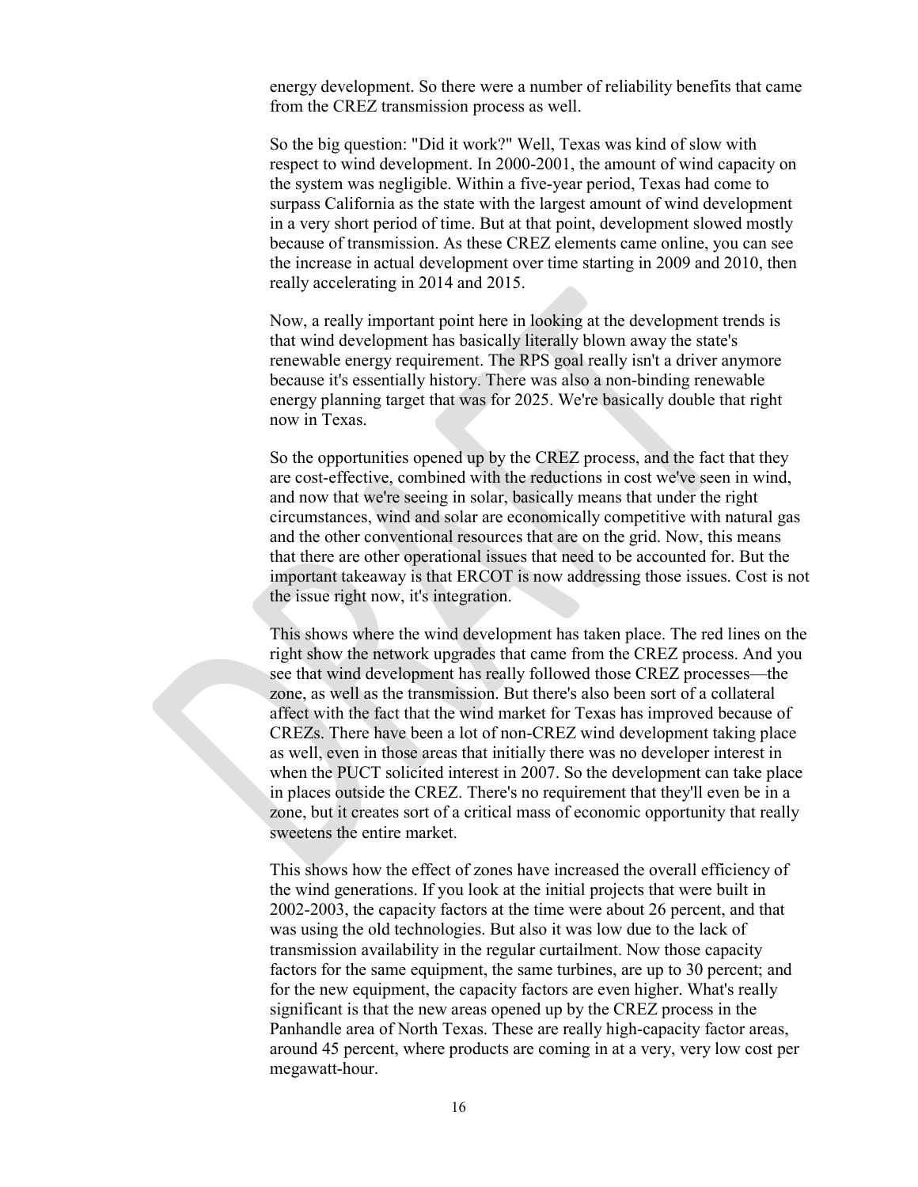energy development. So there were a number of reliability benefits that came from the CREZ transmission process as well.

So the big question: "Did it work?" Well, Texas was kind of slow with respect to wind development. In 2000-2001, the amount of wind capacity on the system was negligible. Within a five-year period, Texas had come to surpass California as the state with the largest amount of wind development in a very short period of time. But at that point, development slowed mostly because of transmission. As these CREZ elements came online, you can see the increase in actual development over time starting in 2009 and 2010, then really accelerating in 2014 and 2015.

Now, a really important point here in looking at the development trends is that wind development has basically literally blown away the state's renewable energy requirement. The RPS goal really isn't a driver anymore because it's essentially history. There was also a non-binding renewable energy planning target that was for 2025. We're basically double that right now in Texas.

So the opportunities opened up by the CREZ process, and the fact that they are cost-effective, combined with the reductions in cost we've seen in wind, and now that we're seeing in solar, basically means that under the right circumstances, wind and solar are economically competitive with natural gas and the other conventional resources that are on the grid. Now, this means that there are other operational issues that need to be accounted for. But the important takeaway is that ERCOT is now addressing those issues. Cost is not the issue right now, it's integration.

This shows where the wind development has taken place. The red lines on the right show the network upgrades that came from the CREZ process. And you see that wind development has really followed those CREZ processes—the zone, as well as the transmission. But there's also been sort of a collateral affect with the fact that the wind market for Texas has improved because of CREZs. There have been a lot of non-CREZ wind development taking place as well, even in those areas that initially there was no developer interest in when the PUCT solicited interest in 2007. So the development can take place in places outside the CREZ. There's no requirement that they'll even be in a zone, but it creates sort of a critical mass of economic opportunity that really sweetens the entire market.

This shows how the effect of zones have increased the overall efficiency of the wind generations. If you look at the initial projects that were built in 2002-2003, the capacity factors at the time were about 26 percent, and that was using the old technologies. But also it was low due to the lack of transmission availability in the regular curtailment. Now those capacity factors for the same equipment, the same turbines, are up to 30 percent; and for the new equipment, the capacity factors are even higher. What's really significant is that the new areas opened up by the CREZ process in the Panhandle area of North Texas. These are really high-capacity factor areas, around 45 percent, where products are coming in at a very, very low cost per megawatt-hour.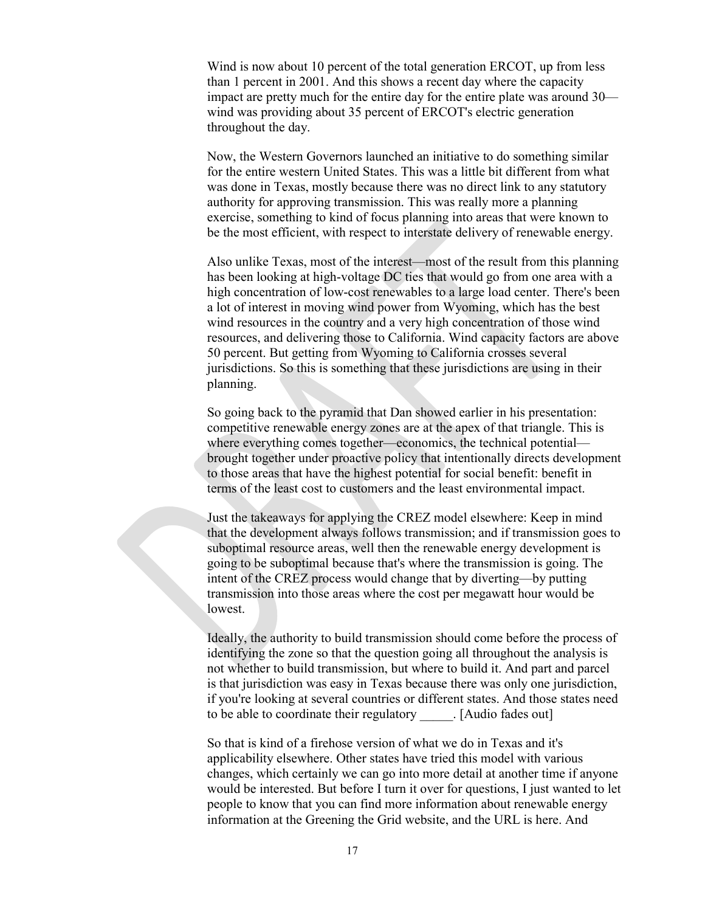Wind is now about 10 percent of the total generation ERCOT, up from less than 1 percent in 2001. And this shows a recent day where the capacity impact are pretty much for the entire day for the entire plate was around 30—wind was providing about 35 percent of ERCOT's electric generation throughout the day.

Now, the Western Governors launched an initiative to do something similar for the entire western United States. This was a little bit different from what was done in Texas, mostly because there was no direct link to any statutory authority for approving transmission. This was really more a planning exercise, something to kind of focus planning into areas that were known to be the most efficient, with respect to interstate delivery of renewable energy.

Also unlike Texas, most of the interest—most of the result from this planning has been looking at high-voltage DC ties that would go from one area with a high concentration of low-cost renewables to a large load center. There's been a lot of interest in moving wind power from Wyoming, which has the best wind resources in the country and a very high concentration of those wind resources, and delivering those to California. Wind capacity factors are above 50 percent. But getting from Wyoming to California crosses several jurisdictions. So this is something that these jurisdictions are using in their planning.

So going back to the pyramid that Dan showed earlier in his presentation: competitive renewable energy zones are at the apex of that triangle. This is where everything comes together—economics, the technical potential—brought together under proactive policy that intentionally directs development to those areas that have the highest potential for social benefit: benefit in terms of the least cost to customers and the least environmental impact.

Just the takeaways for applying the CREZ model elsewhere: Keep in mind that the development always follows transmission; and if transmission goes to suboptimal resource areas, well then the renewable energy development is going to be suboptimal because that's where the transmission is going. The intent of the CREZ process would change that by diverting—by putting transmission into those areas where the cost per megawatt hour would be lowest.

Ideally, the authority to build transmission should come before the process of identifying the zone so that the question going all throughout the analysis is not whether to build transmission, but where to build it. And part and parcel is that jurisdiction was easy in Texas because there was only one jurisdiction, if you're looking at several countries or different states. And those states need to be able to coordinate their regulatory _____. [Audio fades out]

So that is kind of a firehose version of what we do in Texas and it's applicability elsewhere. Other states have tried this model with various changes, which certainly we can go into more detail at another time if anyone would be interested. But before I turn it over for questions, I just wanted to let people to know that you can find more information about renewable energy information at the Greening the Grid website, and the URL is here. And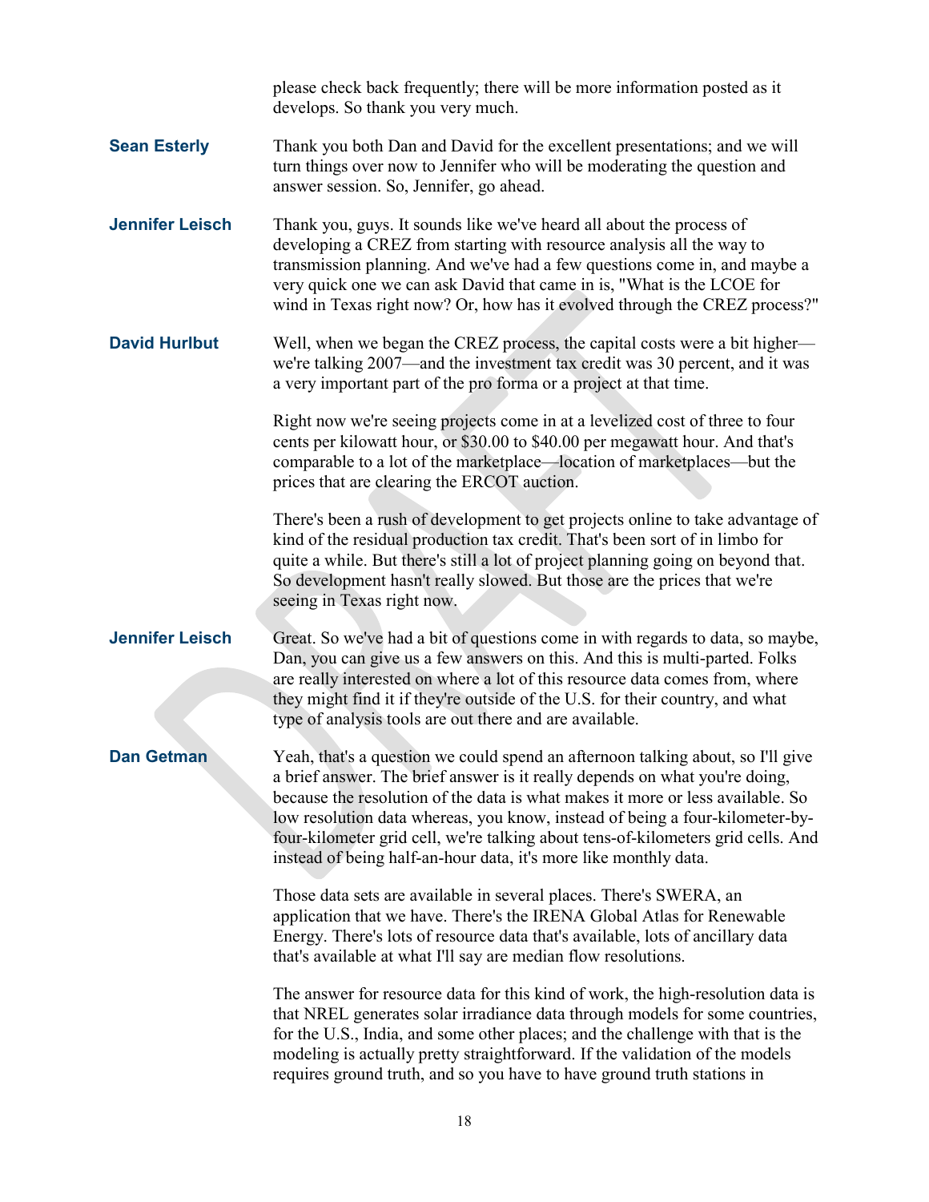please check back frequently; there will be more information posted as it develops. So thank you very much.

**Sean Esterly** Thank you both Dan and David for the excellent presentations; and we will turn things over now to Jennifer who will be moderating the question and answer session. So, Jennifer, go ahead.

**Jennifer Leisch** Thank you, guys. It sounds like we've heard all about the process of developing a CREZ from starting with resource analysis all the way to transmission planning. And we've had a few questions come in, and maybe a very quick one we can ask David that came in is, "What is the LCOE for wind in Texas right now? Or, how has it evolved through the CREZ process?"

**David Hurlbut** Well, when we began the CREZ process, the capital costs were a bit higher—we're talking 2007—and the investment tax credit was 30 percent, and it was a very important part of the pro forma or a project at that time.

Right now we're seeing projects come in at a levelized cost of three to four cents per kilowatt hour, or $30.00 to $40.00 per megawatt hour. And that's comparable to a lot of the marketplace—location of marketplaces—but the prices that are clearing the ERCOT auction.

There's been a rush of development to get projects online to take advantage of kind of the residual production tax credit. That's been sort of in limbo for quite a while. But there's still a lot of project planning going on beyond that. So development hasn't really slowed. But those are the prices that we're seeing in Texas right now.

**Jennifer Leisch** Great. So we've had a bit of questions come in with regards to data, so maybe, Dan, you can give us a few answers on this. And this is multi-parted. Folks are really interested on where a lot of this resource data comes from, where they might find it if they're outside of the U.S. for their country, and what type of analysis tools are out there and are available.

**Dan Getman** Yeah, that's a question we could spend an afternoon talking about, so I'll give a brief answer. The brief answer is it really depends on what you're doing, because the resolution of the data is what makes it more or less available. So low resolution data whereas, you know, instead of being a four-kilometer-by-four-kilometer grid cell, we're talking about tens-of-kilometers grid cells. And instead of being half-an-hour data, it's more like monthly data.

Those data sets are available in several places. There's SWERA, an application that we have. There's the IRENA Global Atlas for Renewable Energy. There's lots of resource data that's available, lots of ancillary data that's available at what I'll say are median flow resolutions.

The answer for resource data for this kind of work, the high-resolution data is that NREL generates solar irradiance data through models for some countries, for the U.S., India, and some other places; and the challenge with that is the modeling is actually pretty straightforward. If the validation of the models requires ground truth, and so you have to have ground truth stations in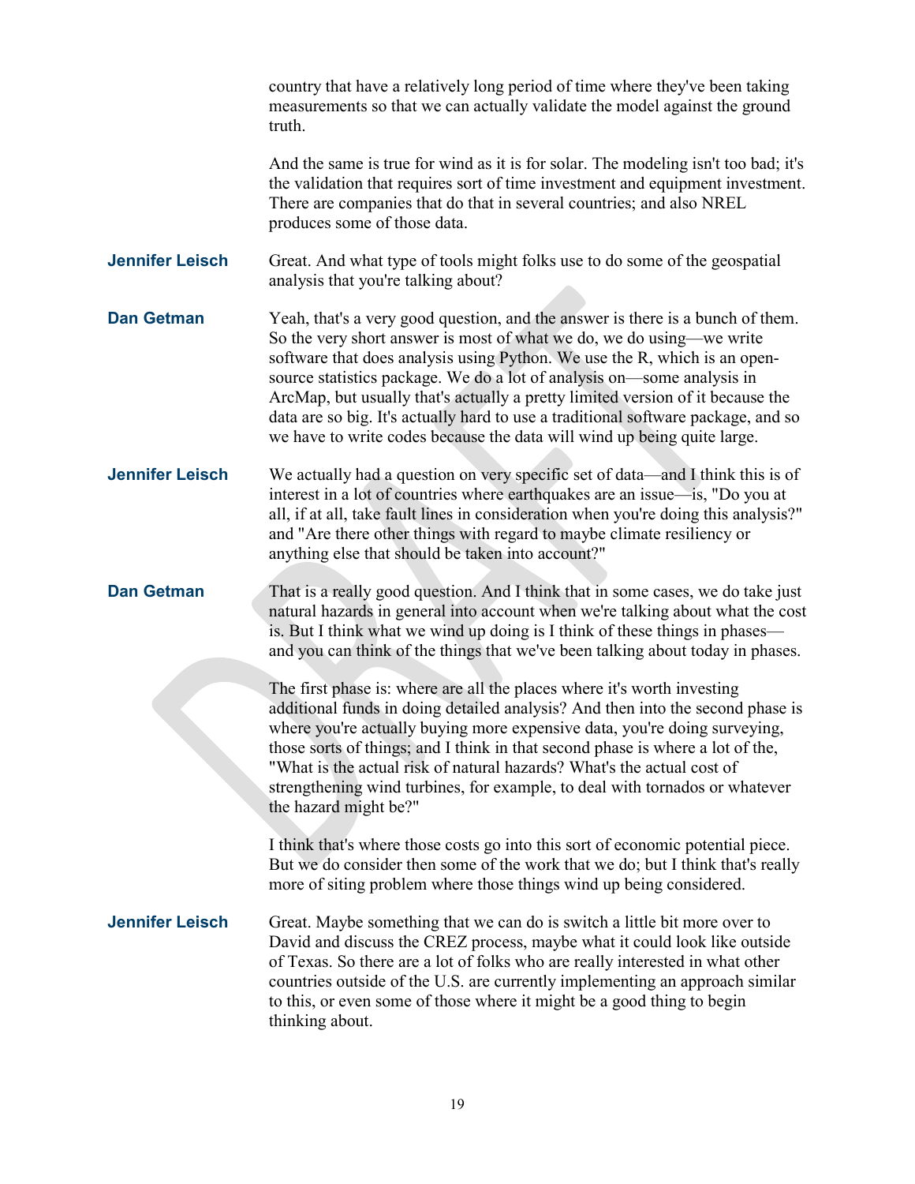country that have a relatively long period of time where they've been taking measurements so that we can actually validate the model against the ground truth.

And the same is true for wind as it is for solar. The modeling isn't too bad; it's the validation that requires sort of time investment and equipment investment. There are companies that do that in several countries; and also NREL produces some of those data.

**Jennifer Leisch** Great. And what type of tools might folks use to do some of the geospatial analysis that you're talking about?

**Dan Getman** Yeah, that's a very good question, and the answer is there is a bunch of them. So the very short answer is most of what we do, we do using—we write software that does analysis using Python. We use the R, which is an open-source statistics package. We do a lot of analysis on—some analysis in ArcMap, but usually that's actually a pretty limited version of it because the data are so big. It's actually hard to use a traditional software package, and so we have to write codes because the data will wind up being quite large.

**Jennifer Leisch** We actually had a question on very specific set of data—and I think this is of interest in a lot of countries where earthquakes are an issue—is, "Do you at all, if at all, take fault lines in consideration when you're doing this analysis?" and "Are there other things with regard to maybe climate resiliency or anything else that should be taken into account?"

**Dan Getman** That is a really good question. And I think that in some cases, we do take just natural hazards in general into account when we're talking about what the cost is. But I think what we wind up doing is I think of these things in phases—and you can think of the things that we've been talking about today in phases.

The first phase is: where are all the places where it's worth investing additional funds in doing detailed analysis? And then into the second phase is where you're actually buying more expensive data, you're doing surveying, those sorts of things; and I think in that second phase is where a lot of the, "What is the actual risk of natural hazards? What's the actual cost of strengthening wind turbines, for example, to deal with tornados or whatever the hazard might be?"

I think that's where those costs go into this sort of economic potential piece. But we do consider then some of the work that we do; but I think that's really more of siting problem where those things wind up being considered.

**Jennifer Leisch** Great. Maybe something that we can do is switch a little bit more over to David and discuss the CREZ process, maybe what it could look like outside of Texas. So there are a lot of folks who are really interested in what other countries outside of the U.S. are currently implementing an approach similar to this, or even some of those where it might be a good thing to begin thinking about.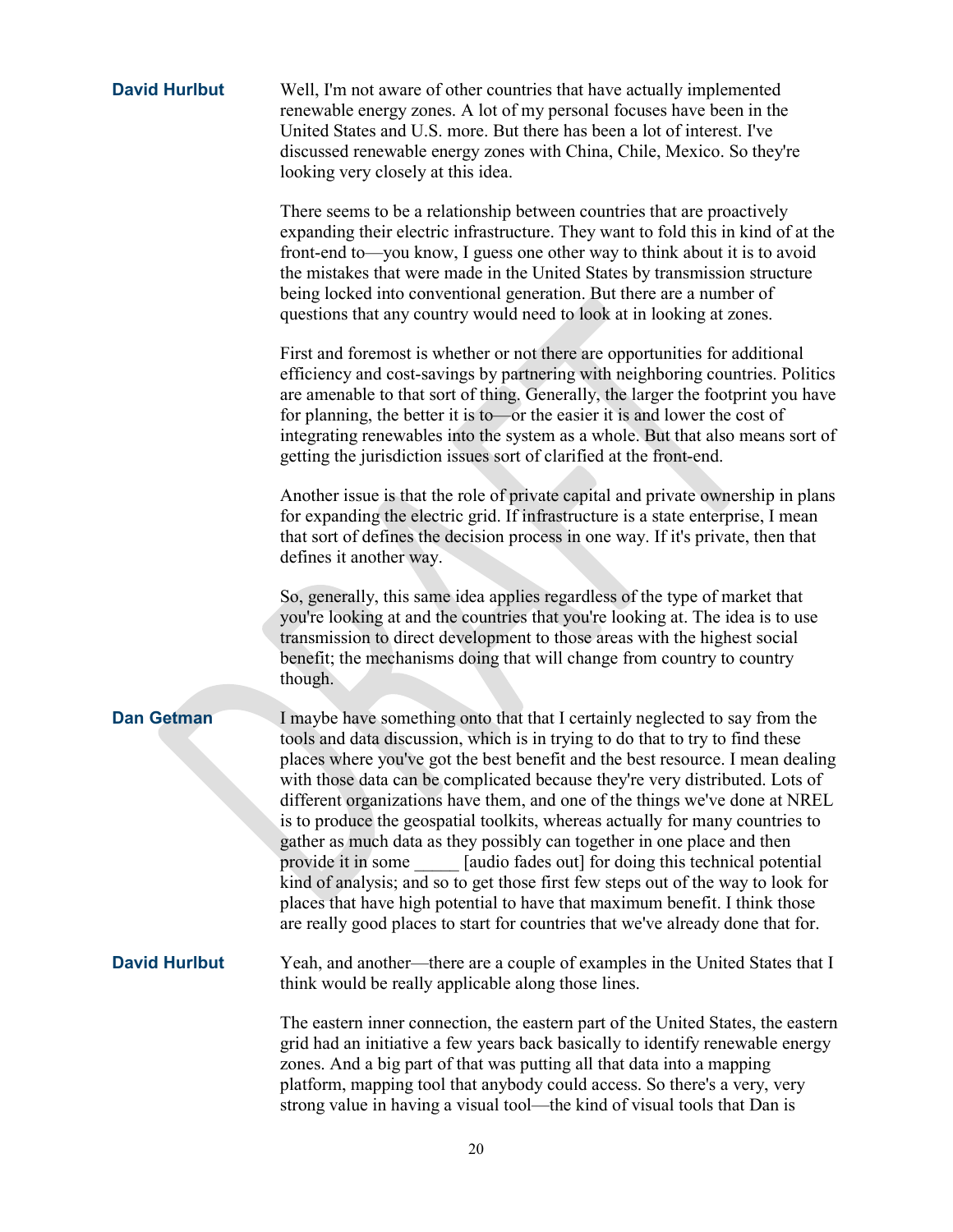**David Hurlbut** Well, I'm not aware of other countries that have actually implemented renewable energy zones. A lot of my personal focuses have been in the United States and U.S. more. But there has been a lot of interest. I've discussed renewable energy zones with China, Chile, Mexico. So they're looking very closely at this idea.

There seems to be a relationship between countries that are proactively expanding their electric infrastructure. They want to fold this in kind of at the front-end to—you know, I guess one other way to think about it is to avoid the mistakes that were made in the United States by transmission structure being locked into conventional generation. But there are a number of questions that any country would need to look at in looking at zones.

First and foremost is whether or not there are opportunities for additional efficiency and cost-savings by partnering with neighboring countries. Politics are amenable to that sort of thing. Generally, the larger the footprint you have for planning, the better it is to—or the easier it is and lower the cost of integrating renewables into the system as a whole. But that also means sort of getting the jurisdiction issues sort of clarified at the front-end.

Another issue is that the role of private capital and private ownership in plans for expanding the electric grid. If infrastructure is a state enterprise, I mean that sort of defines the decision process in one way. If it's private, then that defines it another way.

So, generally, this same idea applies regardless of the type of market that you're looking at and the countries that you're looking at. The idea is to use transmission to direct development to those areas with the highest social benefit; the mechanisms doing that will change from country to country though.

**Dan Getman** I maybe have something onto that that I certainly neglected to say from the tools and data discussion, which is in trying to do that to try to find these places where you've got the best benefit and the best resource. I mean dealing with those data can be complicated because they're very distributed. Lots of different organizations have them, and one of the things we've done at NREL is to produce the geospatial toolkits, whereas actually for many countries to gather as much data as they possibly can together in one place and then provide it in some _____ [audio fades out] for doing this technical potential kind of analysis; and so to get those first few steps out of the way to look for places that have high potential to have that maximum benefit. I think those are really good places to start for countries that we've already done that for.

**David Hurlbut** Yeah, and another—there are a couple of examples in the United States that I think would be really applicable along those lines.

The eastern inner connection, the eastern part of the United States, the eastern grid had an initiative a few years back basically to identify renewable energy zones. And a big part of that was putting all that data into a mapping platform, mapping tool that anybody could access. So there's a very, very strong value in having a visual tool—the kind of visual tools that Dan is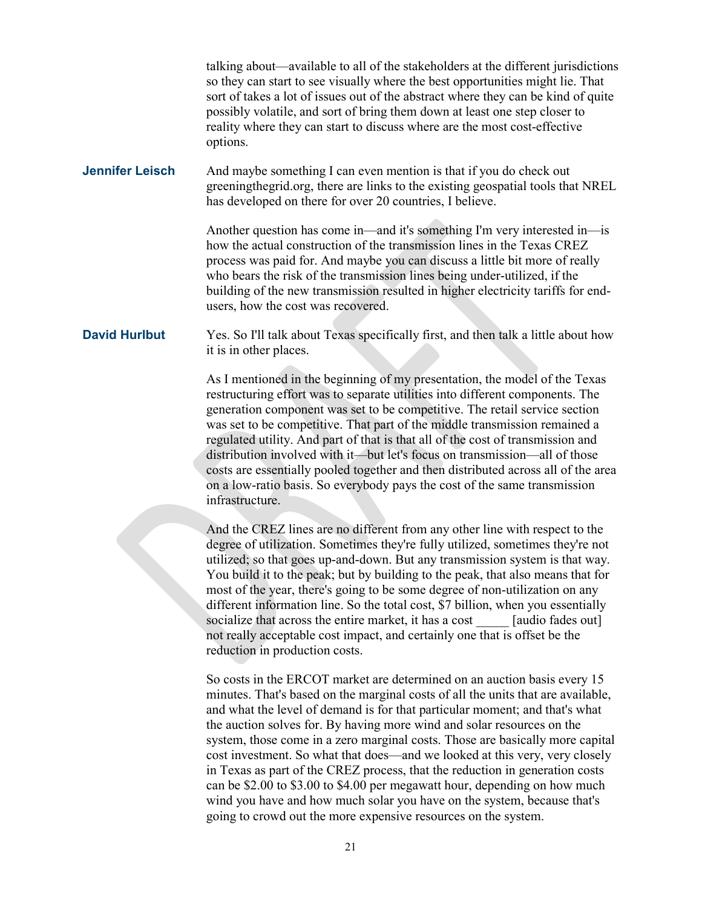talking about—available to all of the stakeholders at the different jurisdictions so they can start to see visually where the best opportunities might lie. That sort of takes a lot of issues out of the abstract where they can be kind of quite possibly volatile, and sort of bring them down at least one step closer to reality where they can start to discuss where are the most cost-effective options.

**Jennifer Leisch** And maybe something I can even mention is that if you do check out greeningthegrid.org, there are links to the existing geospatial tools that NREL has developed on there for over 20 countries, I believe.

Another question has come in—and it's something I'm very interested in—is how the actual construction of the transmission lines in the Texas CREZ process was paid for. And maybe you can discuss a little bit more of really who bears the risk of the transmission lines being under-utilized, if the building of the new transmission resulted in higher electricity tariffs for end-users, how the cost was recovered.

**David Hurlbut** Yes. So I'll talk about Texas specifically first, and then talk a little about how it is in other places.

As I mentioned in the beginning of my presentation, the model of the Texas restructuring effort was to separate utilities into different components. The generation component was set to be competitive. The retail service section was set to be competitive. That part of the middle transmission remained a regulated utility. And part of that is that all of the cost of transmission and distribution involved with it—but let's focus on transmission—all of those costs are essentially pooled together and then distributed across all of the area on a low-ratio basis. So everybody pays the cost of the same transmission infrastructure.

And the CREZ lines are no different from any other line with respect to the degree of utilization. Sometimes they're fully utilized, sometimes they're not utilized; so that goes up-and-down. But any transmission system is that way. You build it to the peak; but by building to the peak, that also means that for most of the year, there's going to be some degree of non-utilization on any different information line. So the total cost, $7 billion, when you essentially socialize that across the entire market, it has a cost _____ [audio fades out] not really acceptable cost impact, and certainly one that is offset be the reduction in production costs.

So costs in the ERCOT market are determined on an auction basis every 15 minutes. That's based on the marginal costs of all the units that are available, and what the level of demand is for that particular moment; and that's what the auction solves for. By having more wind and solar resources on the system, those come in a zero marginal costs. Those are basically more capital cost investment. So what that does—and we looked at this very, very closely in Texas as part of the CREZ process, that the reduction in generation costs can be $2.00 to $3.00 to $4.00 per megawatt hour, depending on how much wind you have and how much solar you have on the system, because that's going to crowd out the more expensive resources on the system.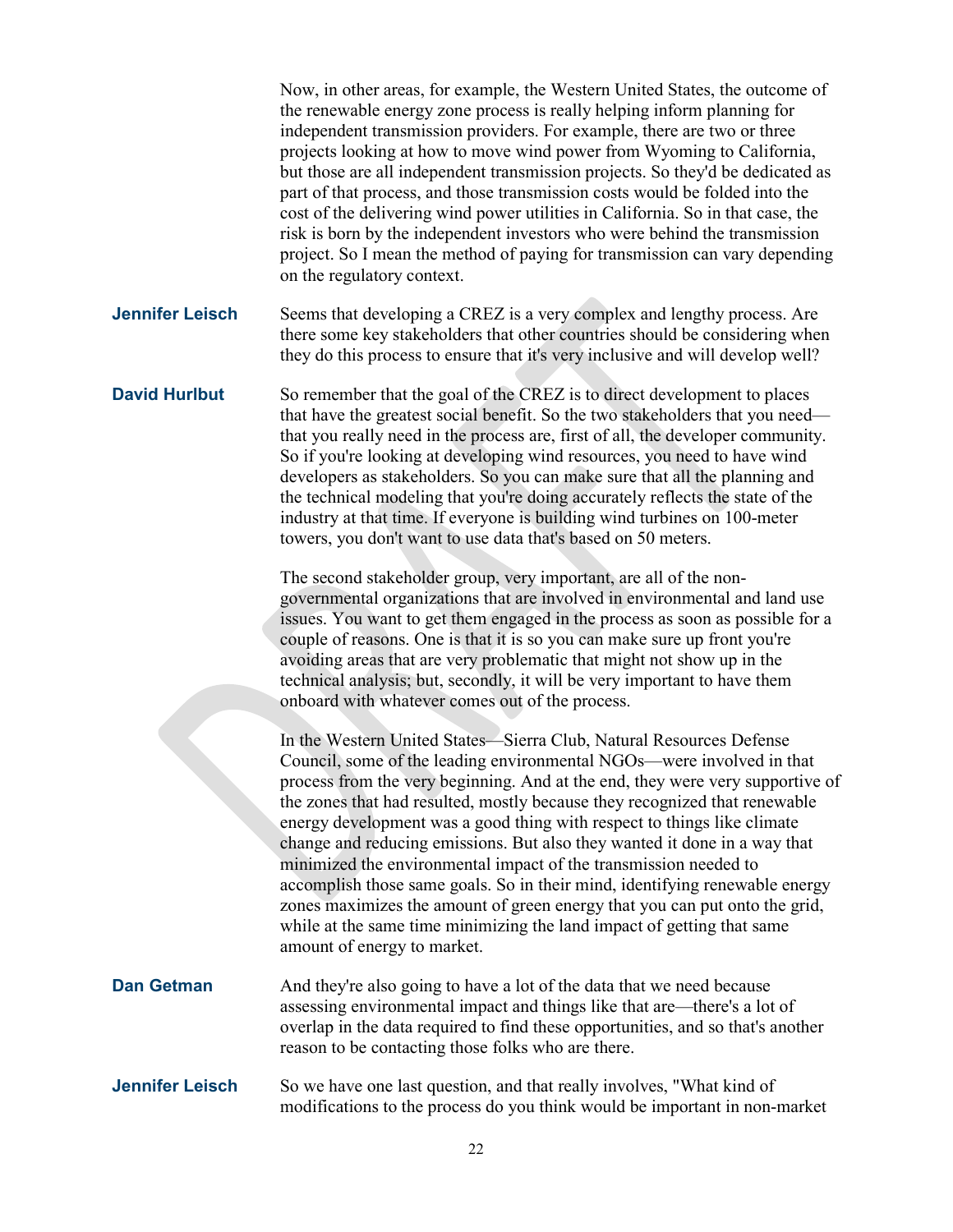Now, in other areas, for example, the Western United States, the outcome of the renewable energy zone process is really helping inform planning for independent transmission providers. For example, there are two or three projects looking at how to move wind power from Wyoming to California, but those are all independent transmission projects. So they'd be dedicated as part of that process, and those transmission costs would be folded into the cost of the delivering wind power utilities in California. So in that case, the risk is born by the independent investors who were behind the transmission project. So I mean the method of paying for transmission can vary depending on the regulatory context.

**Jennifer Leisch** Seems that developing a CREZ is a very complex and lengthy process. Are there some key stakeholders that other countries should be considering when they do this process to ensure that it's very inclusive and will develop well?

**David Hurlbut** So remember that the goal of the CREZ is to direct development to places that have the greatest social benefit. So the two stakeholders that you need—that you really need in the process are, first of all, the developer community. So if you're looking at developing wind resources, you need to have wind developers as stakeholders. So you can make sure that all the planning and the technical modeling that you're doing accurately reflects the state of the industry at that time. If everyone is building wind turbines on 100-meter towers, you don't want to use data that's based on 50 meters.

The second stakeholder group, very important, are all of the non-governmental organizations that are involved in environmental and land use issues. You want to get them engaged in the process as soon as possible for a couple of reasons. One is that it is so you can make sure up front you're avoiding areas that are very problematic that might not show up in the technical analysis; but, secondly, it will be very important to have them onboard with whatever comes out of the process.

In the Western United States—Sierra Club, Natural Resources Defense Council, some of the leading environmental NGOs—were involved in that process from the very beginning. And at the end, they were very supportive of the zones that had resulted, mostly because they recognized that renewable energy development was a good thing with respect to things like climate change and reducing emissions. But also they wanted it done in a way that minimized the environmental impact of the transmission needed to accomplish those same goals. So in their mind, identifying renewable energy zones maximizes the amount of green energy that you can put onto the grid, while at the same time minimizing the land impact of getting that same amount of energy to market.

**Dan Getman** And they're also going to have a lot of the data that we need because assessing environmental impact and things like that are—there's a lot of overlap in the data required to find these opportunities, and so that's another reason to be contacting those folks who are there.

**Jennifer Leisch** So we have one last question, and that really involves, "What kind of modifications to the process do you think would be important in non-market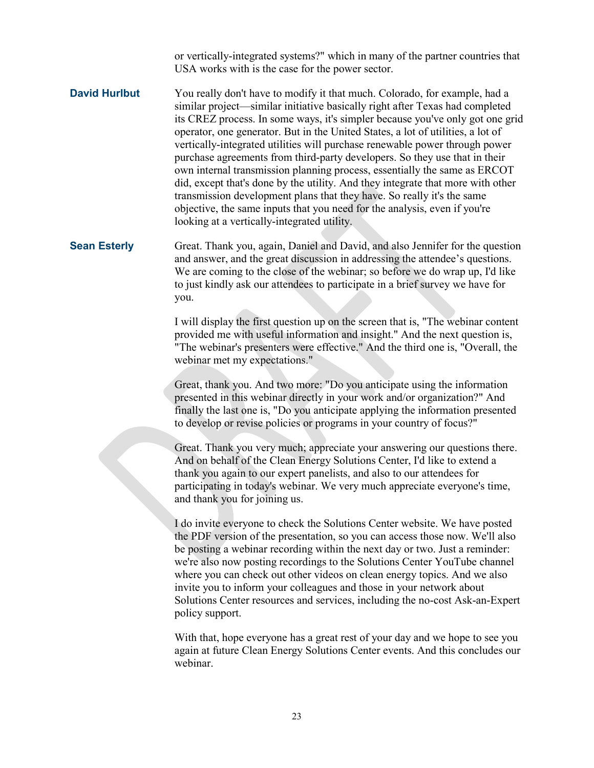or vertically-integrated systems?" which in many of the partner countries that USA works with is the case for the power sector.

**David Hurlbut**

You really don't have to modify it that much. Colorado, for example, had a similar project—similar initiative basically right after Texas had completed its CREZ process. In some ways, it's simpler because you've only got one grid operator, one generator. But in the United States, a lot of utilities, a lot of vertically-integrated utilities will purchase renewable power through power purchase agreements from third-party developers. So they use that in their own internal transmission planning process, essentially the same as ERCOT did, except that's done by the utility. And they integrate that more with other transmission development plans that they have. So really it's the same objective, the same inputs that you need for the analysis, even if you're looking at a vertically-integrated utility.

**Sean Esterly**

Great. Thank you, again, Daniel and David, and also Jennifer for the question and answer, and the great discussion in addressing the attendee's questions. We are coming to the close of the webinar; so before we do wrap up, I'd like to just kindly ask our attendees to participate in a brief survey we have for you.

I will display the first question up on the screen that is, "The webinar content provided me with useful information and insight." And the next question is, "The webinar's presenters were effective." And the third one is, "Overall, the webinar met my expectations."

Great, thank you. And two more: "Do you anticipate using the information presented in this webinar directly in your work and/or organization?" And finally the last one is, "Do you anticipate applying the information presented to develop or revise policies or programs in your country of focus?"

Great. Thank you very much; appreciate your answering our questions there. And on behalf of the Clean Energy Solutions Center, I'd like to extend a thank you again to our expert panelists, and also to our attendees for participating in today's webinar. We very much appreciate everyone's time, and thank you for joining us.

I do invite everyone to check the Solutions Center website. We have posted the PDF version of the presentation, so you can access those now. We'll also be posting a webinar recording within the next day or two. Just a reminder: we're also now posting recordings to the Solutions Center YouTube channel where you can check out other videos on clean energy topics. And we also invite you to inform your colleagues and those in your network about Solutions Center resources and services, including the no-cost Ask-an-Expert policy support.

With that, hope everyone has a great rest of your day and we hope to see you again at future Clean Energy Solutions Center events. And this concludes our webinar.